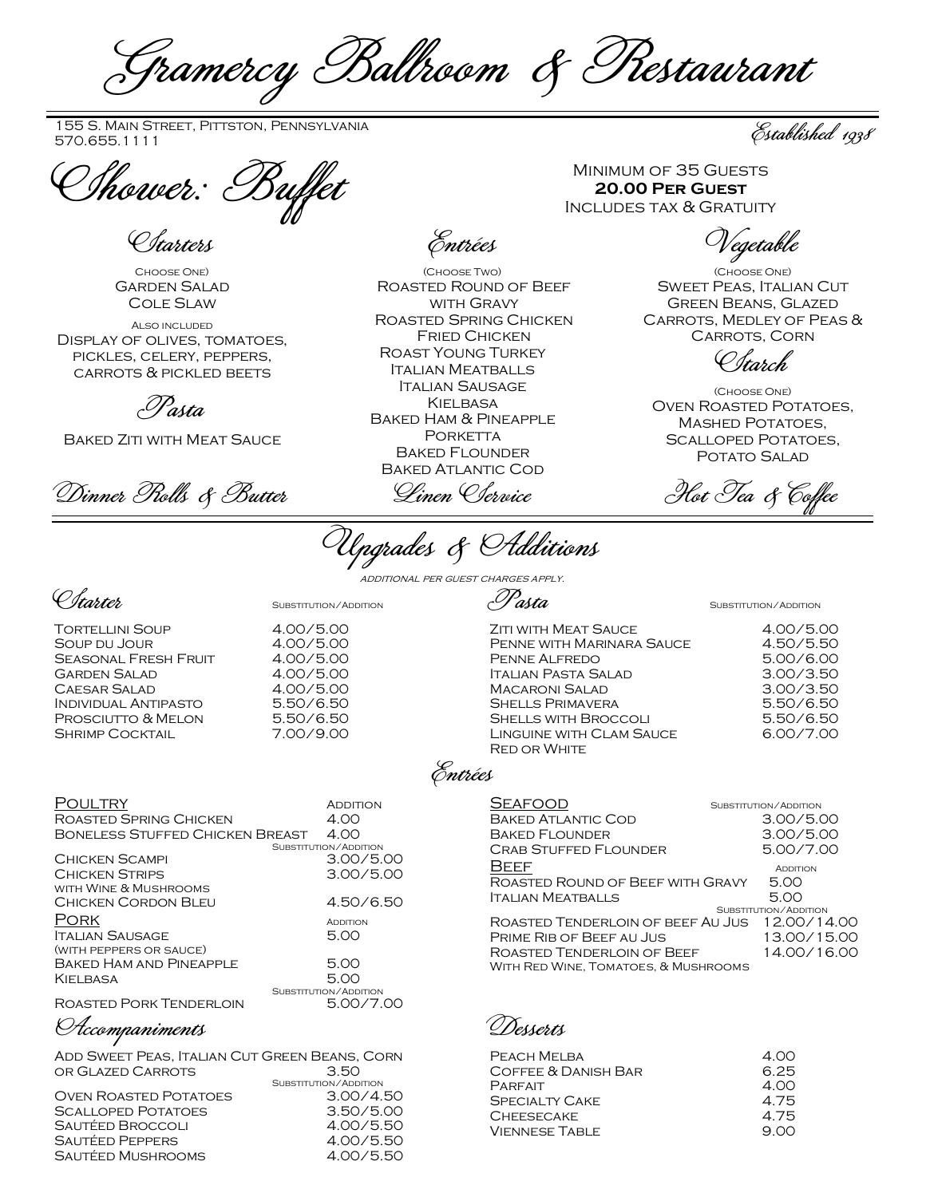# Gramercy Ballroom & Restaurant

155 S. Main Street, Pittston, Pennsylvania
570.655.1111

*Established 1938*

## Shower: Buffet

Minimum of 35 Guests
**20.00 Per Guest**
Includes tax & Gratuity

### Starters

Choose One)
Garden Salad
Cole Slaw

Also included
Display of olives, tomatoes, pickles, celery, peppers, carrots & pickled beets

### Pasta

Baked Ziti with Meat Sauce

### Dinner Rolls & Butter

### Entrées

(Choose Two)
Roasted Round of Beef with Gravy
Roasted Spring Chicken
Fried Chicken
Roast Young Turkey
Italian Meatballs
Italian Sausage
Kielbasa
Baked Ham & Pineapple
Porketta
Baked Flounder
Baked Atlantic Cod

### Linen Service

### Vegetable

(Choose One)
Sweet Peas, Italian Cut Green Beans, Glazed Carrots, Medley of Peas & Carrots, Corn

### Starch

(Choose One)
Oven Roasted Potatoes, Mashed Potatoes, Scalloped Potatoes, Potato Salad

### Hot Tea & Coffee

## Upgrades & Additions

*additional per guest charges apply.*

### Starter

| Item | Substitution/Addition |
|---|---|
| Tortellini Soup | 4.00/5.00 |
| Soup du Jour | 4.00/5.00 |
| Seasonal Fresh Fruit | 4.00/5.00 |
| Garden Salad | 4.00/5.00 |
| Caesar Salad | 4.00/5.00 |
| Individual Antipasto | 5.50/6.50 |
| Prosciutto & Melon | 5.50/6.50 |
| Shrimp Cocktail | 7.00/9.00 |

### Pasta

| Item | Substitution/Addition |
|---|---|
| Ziti with Meat Sauce | 4.00/5.00 |
| Penne with Marinara Sauce | 4.50/5.50 |
| Penne Alfredo | 5.00/6.00 |
| Italian Pasta Salad | 3.00/3.50 |
| Macaroni Salad | 3.00/3.50 |
| Shells Primavera | 5.50/6.50 |
| Shells with Broccoli | 5.50/6.50 |
| Linguine with Clam Sauce Red or White | 6.00/7.00 |

### Entrées

| Poultry | Addition |
|---|---|
| Roasted Spring Chicken | 4.00 |
| Boneless Stuffed Chicken Breast | 4.00 |
| | Substitution/Addition |
| Chicken Scampi | 3.00/5.00 |
| Chicken Strips with Wine & Mushrooms | 3.00/5.00 |
| Chicken Cordon Bleu | 4.50/6.50 |

| Pork | Addition |
|---|---|
| Italian Sausage (with peppers or sauce) | 5.00 |
| Baked Ham and Pineapple | 5.00 |
| Kielbasa | 5.00 |
| | Substitution/Addition |
| Roasted Pork Tenderloin | 5.00/7.00 |

| Seafood | Substitution/Addition |
|---|---|
| Baked Atlantic Cod | 3.00/5.00 |
| Baked Flounder | 3.00/5.00 |
| Crab Stuffed Flounder | 5.00/7.00 |

| Beef | Addition |
|---|---|
| Roasted Round of Beef with Gravy | 5.00 |
| Italian Meatballs | 5.00 |
| | Substitution/Addition |
| Roasted Tenderloin of Beef Au Jus | 12.00/14.00 |
| Prime Rib of Beef au Jus | 13.00/15.00 |
| Roasted Tenderloin of Beef With Red Wine, Tomatoes, & Mushrooms | 14.00/16.00 |

### Accompaniments

| Item | Price |
|---|---|
| Add Sweet Peas, Italian Cut Green Beans, Corn or Glazed Carrots | 3.50 |
| | Substitution/Addition |
| Oven Roasted Potatoes | 3.00/4.50 |
| Scalloped Potatoes | 3.50/5.00 |
| Sautéed Broccoli | 4.00/5.50 |
| Sautéed Peppers | 4.00/5.50 |
| Sautéed Mushrooms | 4.00/5.50 |

### Desserts

| Item | Price |
|---|---|
| Peach Melba | 4.00 |
| Coffee & Danish Bar | 6.25 |
| Parfait | 4.00 |
| Specialty Cake | 4.75 |
| Cheesecake | 4.75 |
| Viennese Table | 9.00 |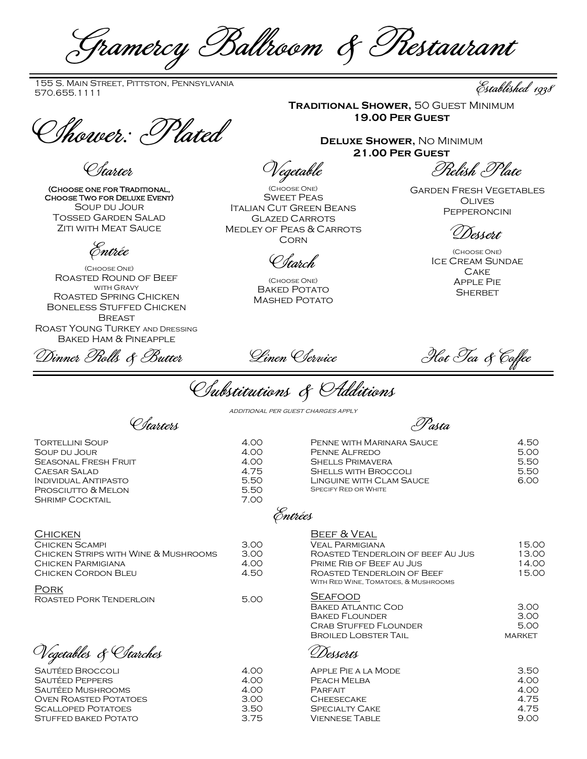# Gramercy Ballroom & Restaurant

155 S. Main Street, Pittston, Pennsylvania
570.655.1111

*Established 1938*

## Shower: Plated

**Traditional Shower,** 50 Guest Minimum
**19.00 Per Guest**

**Deluxe Shower,** No Minimum
**21.00 Per Guest**

### Starter

**(Choose one for Traditional, Choose Two for Deluxe Event)**

Soup du Jour
Tossed Garden Salad
Ziti with Meat Sauce

### Entrée

(Choose One)

Roasted Round of Beef with Gravy
Roasted Spring Chicken
Boneless Stuffed Chicken Breast
Roast Young Turkey and Dressing
Baked Ham & Pineapple

### Vegetable

(Choose One)

Sweet Peas
Italian Cut Green Beans
Glazed Carrots
Medley of Peas & Carrots
Corn

### Starch

(Choose One)

Baked Potato
Mashed Potato

### Relish Plate

Garden Fresh Vegetables
Olives
Pepperoncini

### Dessert

(Choose One)

Ice Cream Sundae
Cake
Apple Pie
Sherbet

Dinner Rolls & Butter | Linen Service | Hot Tea & Coffee

## Substitutions & Additions

*additional per guest charges apply*

### Starters

| | |
|---|---|
| Tortellini Soup | 4.00 |
| Soup du Jour | 4.00 |
| Seasonal Fresh Fruit | 4.00 |
| Caesar Salad | 4.75 |
| Individual Antipasto | 5.50 |
| Prosciutto & Melon | 5.50 |
| Shrimp Cocktail | 7.00 |

### Pasta

| | |
|---|---|
| Penne with Marinara Sauce | 4.50 |
| Penne Alfredo | 5.00 |
| Shells Primavera | 5.50 |
| Shells with Broccoli | 5.50 |
| Linguine with Clam Sauce | 6.00 |

Specify Red or White

### Entrées

#### Chicken

| | |
|---|---|
| Chicken Scampi | 3.00 |
| Chicken Strips with Wine & Mushrooms | 3.00 |
| Chicken Parmigiana | 4.00 |
| Chicken Cordon Bleu | 4.50 |

#### Pork

| | |
|---|---|
| Roasted Pork Tenderloin | 5.00 |

#### Beef & Veal

| | |
|---|---|
| Veal Parmigiana | 15.00 |
| Roasted Tenderloin of Beef Au Jus | 13.00 |
| Prime Rib of Beef au Jus | 14.00 |
| Roasted Tenderloin of Beef With Red Wine, Tomatoes, & Mushrooms | 15.00 |

#### Seafood

| | |
|---|---|
| Baked Atlantic Cod | 3.00 |
| Baked Flounder | 3.00 |
| Crab Stuffed Flounder | 5.00 |
| Broiled Lobster Tail | market |

### Vegetables & Starches

| | |
|---|---|
| Sautéed Broccoli | 4.00 |
| Sautéed Peppers | 4.00 |
| Sautéed Mushrooms | 4.00 |
| Oven Roasted Potatoes | 3.00 |
| Scalloped Potatoes | 3.50 |
| Stuffed baked Potato | 3.75 |

### Desserts

| | |
|---|---|
| Apple Pie a la Mode | 3.50 |
| Peach Melba | 4.00 |
| Parfait | 4.00 |
| Cheesecake | 4.75 |
| Specialty Cake | 4.75 |
| Viennese Table | 9.00 |